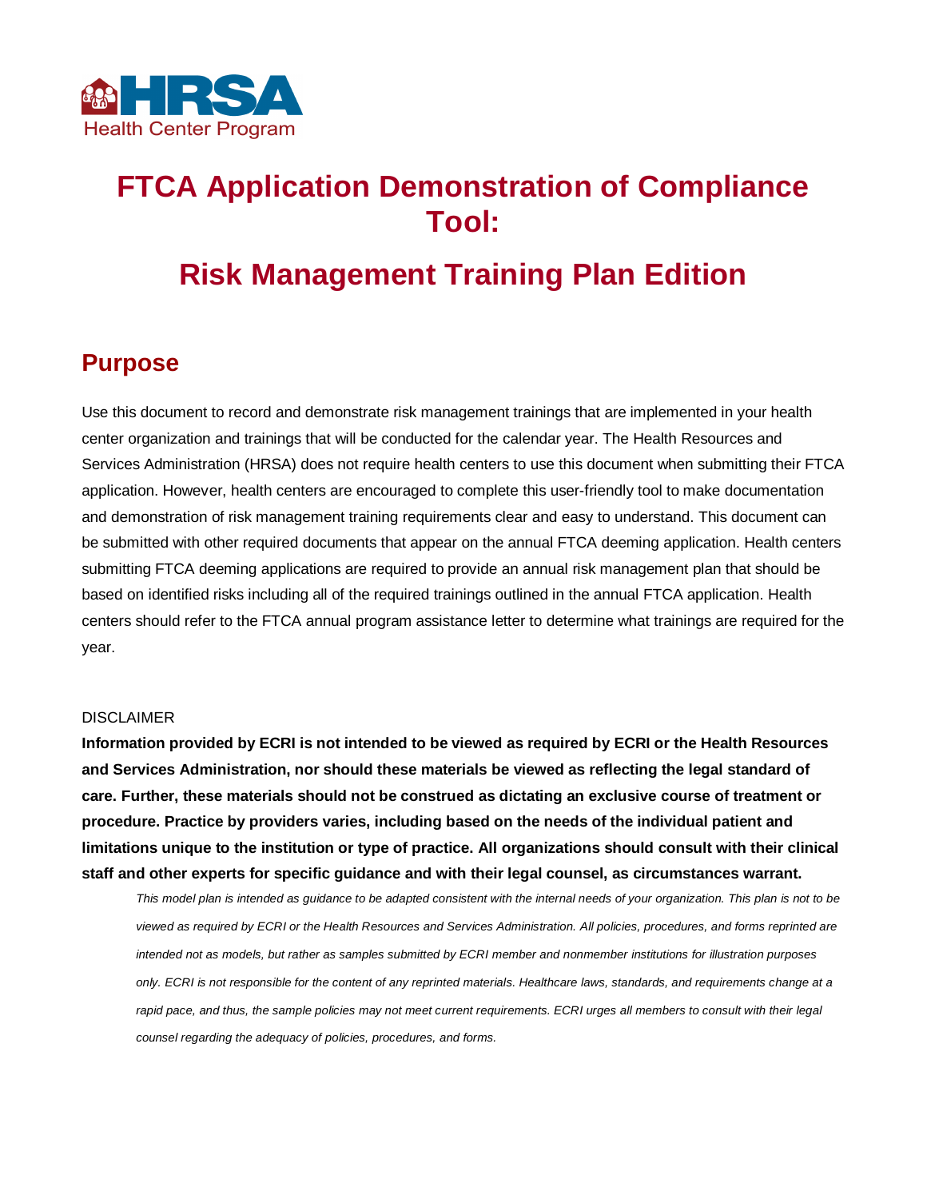HRSA
Health Center Program

# FTCA Application Demonstration of Compliance Tool:

# Risk Management Training Plan Edition

## Purpose

Use this document to record and demonstrate risk management trainings that are implemented in your health center organization and trainings that will be conducted for the calendar year. The Health Resources and Services Administration (HRSA) does not require health centers to use this document when submitting their FTCA application. However, health centers are encouraged to complete this user-friendly tool to make documentation and demonstration of risk management training requirements clear and easy to understand. This document can be submitted with other required documents that appear on the annual FTCA deeming application. Health centers submitting FTCA deeming applications are required to provide an annual risk management plan that should be based on identified risks including all of the required trainings outlined in the annual FTCA application. Health centers should refer to the FTCA annual program assistance letter to determine what trainings are required for the year.

DISCLAIMER

**Information provided by ECRI is not intended to be viewed as required by ECRI or the Health Resources and Services Administration, nor should these materials be viewed as reflecting the legal standard of care. Further, these materials should not be construed as dictating an exclusive course of treatment or procedure. Practice by providers varies, including based on the needs of the individual patient and limitations unique to the institution or type of practice. All organizations should consult with their clinical staff and other experts for specific guidance and with their legal counsel, as circumstances warrant.**

*This model plan is intended as guidance to be adapted consistent with the internal needs of your organization. This plan is not to be viewed as required by ECRI or the Health Resources and Services Administration. All policies, procedures, and forms reprinted are intended not as models, but rather as samples submitted by ECRI member and nonmember institutions for illustration purposes only. ECRI is not responsible for the content of any reprinted materials. Healthcare laws, standards, and requirements change at a rapid pace, and thus, the sample policies may not meet current requirements. ECRI urges all members to consult with their legal counsel regarding the adequacy of policies, procedures, and forms.*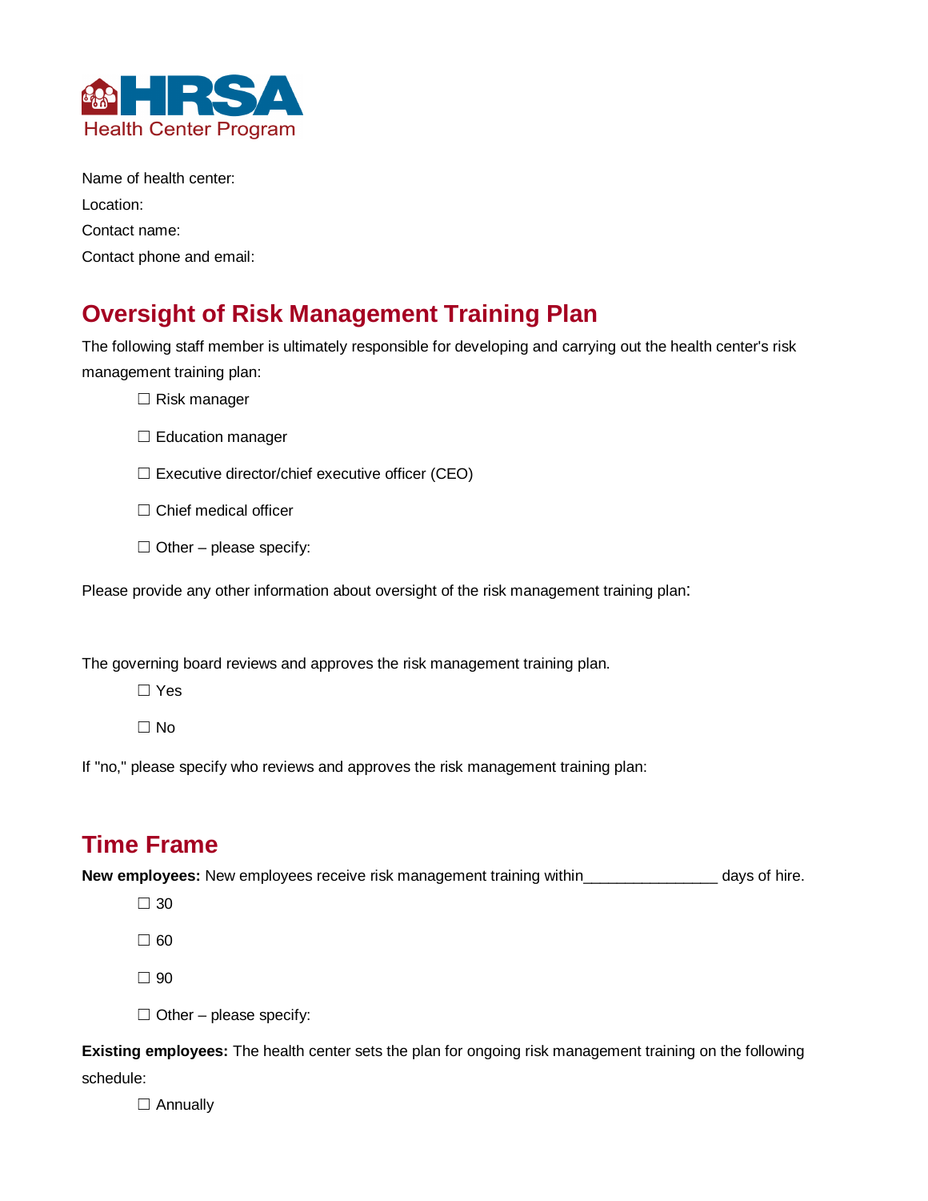HRSA Health Center Program

Name of health center:

Location:

Contact name:

Contact phone and email:

## Oversight of Risk Management Training Plan

The following staff member is ultimately responsible for developing and carrying out the health center's risk management training plan:

- ☐ Risk manager
- ☐ Education manager
- ☐ Executive director/chief executive officer (CEO)
- ☐ Chief medical officer
- ☐ Other – please specify:

Please provide any other information about oversight of the risk management training plan:

The governing board reviews and approves the risk management training plan.

- ☐ Yes
- ☐ No

If "no," please specify who reviews and approves the risk management training plan:

## Time Frame

**New employees:** New employees receive risk management training within_______________ days of hire.

- ☐ 30
- ☐ 60
- ☐ 90
- ☐ Other – please specify:

**Existing employees:** The health center sets the plan for ongoing risk management training on the following schedule:

- ☐ Annually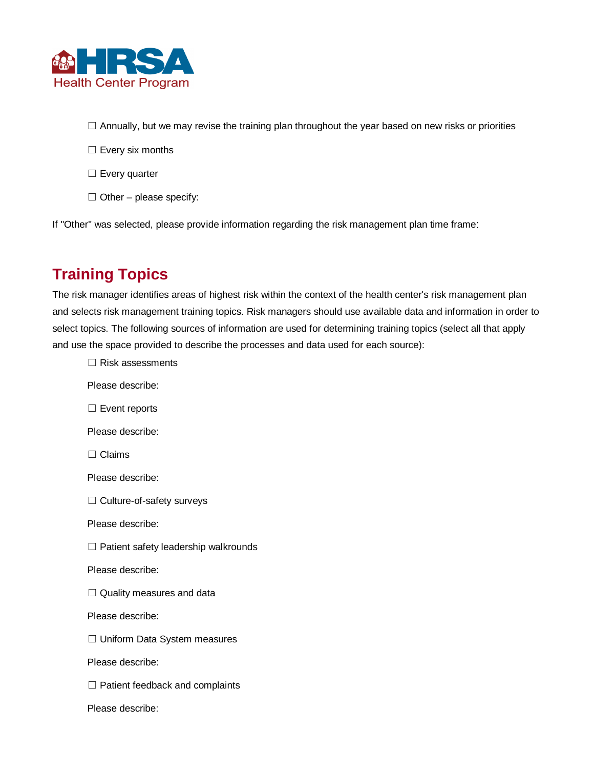☐ Annually, but we may revise the training plan throughout the year based on new risks or priorities

☐ Every six months

☐ Every quarter

☐ Other – please specify:

If "Other" was selected, please provide information regarding the risk management plan time frame:

## Training Topics

The risk manager identifies areas of highest risk within the context of the health center's risk management plan and selects risk management training topics. Risk managers should use available data and information in order to select topics. The following sources of information are used for determining training topics (select all that apply and use the space provided to describe the processes and data used for each source):

☐ Risk assessments

Please describe:

☐ Event reports

Please describe:

☐ Claims

Please describe:

☐ Culture-of-safety surveys

Please describe:

☐ Patient safety leadership walkrounds

Please describe:

☐ Quality measures and data

Please describe:

☐ Uniform Data System measures

Please describe:

☐ Patient feedback and complaints

Please describe: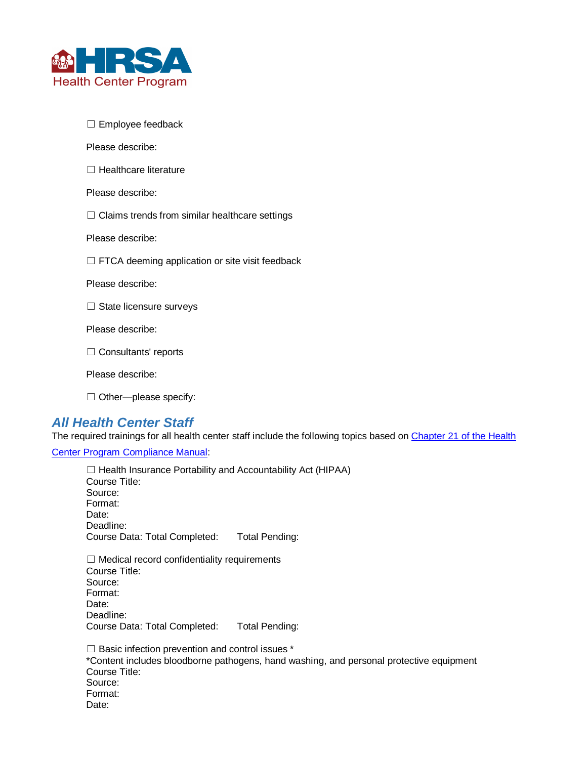☐ Employee feedback

Please describe:

☐ Healthcare literature

Please describe:

☐ Claims trends from similar healthcare settings

Please describe:

☐ FTCA deeming application or site visit feedback

Please describe:

☐ State licensure surveys

Please describe:

☐ Consultants' reports

Please describe:

☐ Other—please specify:

## *All Health Center Staff*

The required trainings for all health center staff include the following topics based on [Chapter 21 of the Health Center Program Compliance Manual]():

☐ Health Insurance Portability and Accountability Act (HIPAA)
Course Title:
Source:
Format:
Date:
Deadline:
Course Data: Total Completed: Total Pending:

☐ Medical record confidentiality requirements
Course Title:
Source:
Format:
Date:
Deadline:
Course Data: Total Completed: Total Pending:

☐ Basic infection prevention and control issues *
*Content includes bloodborne pathogens, hand washing, and personal protective equipment
Course Title:
Source:
Format:
Date: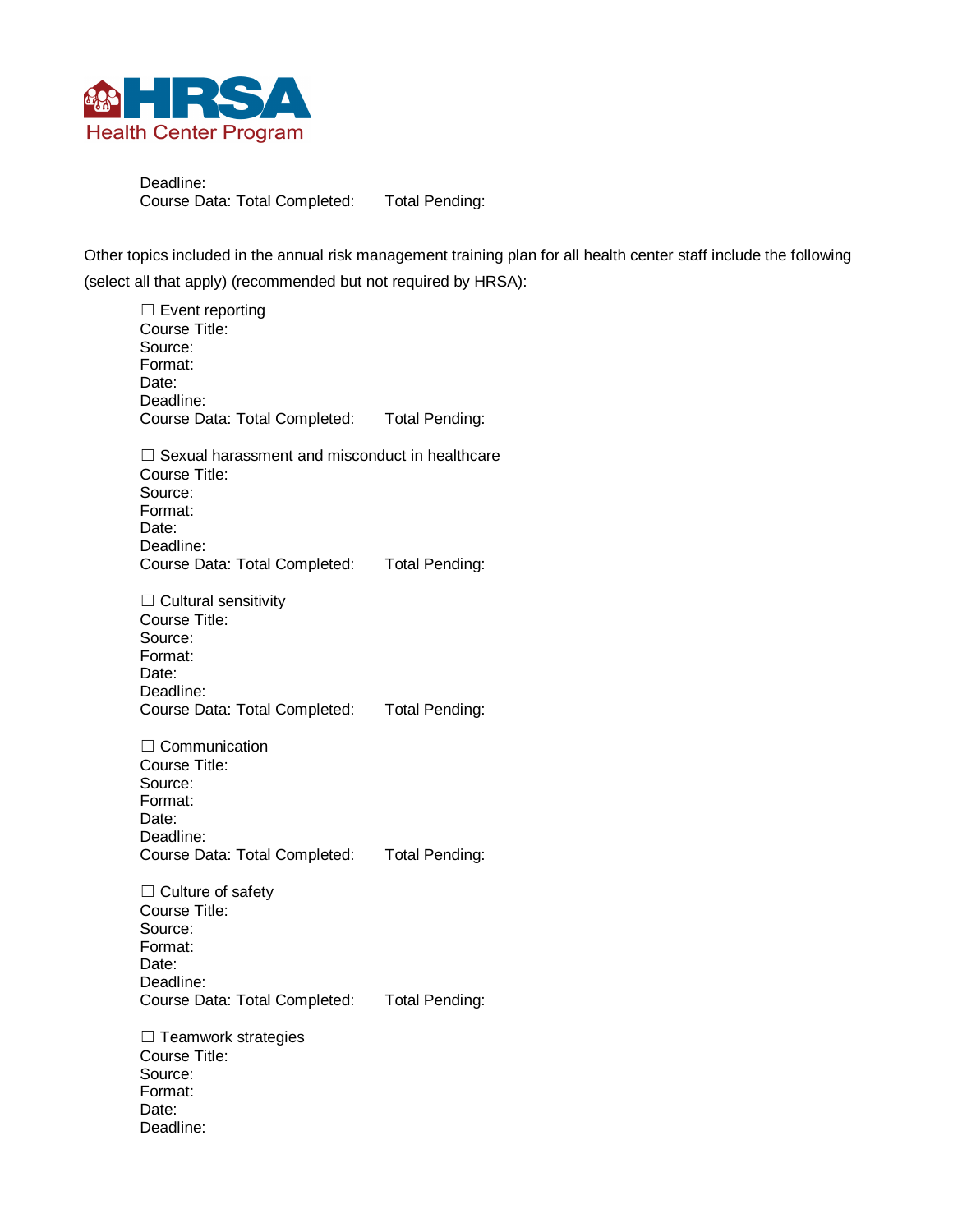Deadline:
Course Data: Total Completed:      Total Pending:

Other topics included in the annual risk management training plan for all health center staff include the following (select all that apply) (recommended but not required by HRSA):

☐ Event reporting
Course Title:
Source:
Format:
Date:
Deadline:
Course Data: Total Completed:      Total Pending:

☐ Sexual harassment and misconduct in healthcare
Course Title:
Source:
Format:
Date:
Deadline:
Course Data: Total Completed:      Total Pending:

☐ Cultural sensitivity
Course Title:
Source:
Format:
Date:
Deadline:
Course Data: Total Completed:      Total Pending:

☐ Communication
Course Title:
Source:
Format:
Date:
Deadline:
Course Data: Total Completed:      Total Pending:

☐ Culture of safety
Course Title:
Source:
Format:
Date:
Deadline:
Course Data: Total Completed:      Total Pending:

☐ Teamwork strategies
Course Title:
Source:
Format:
Date:
Deadline: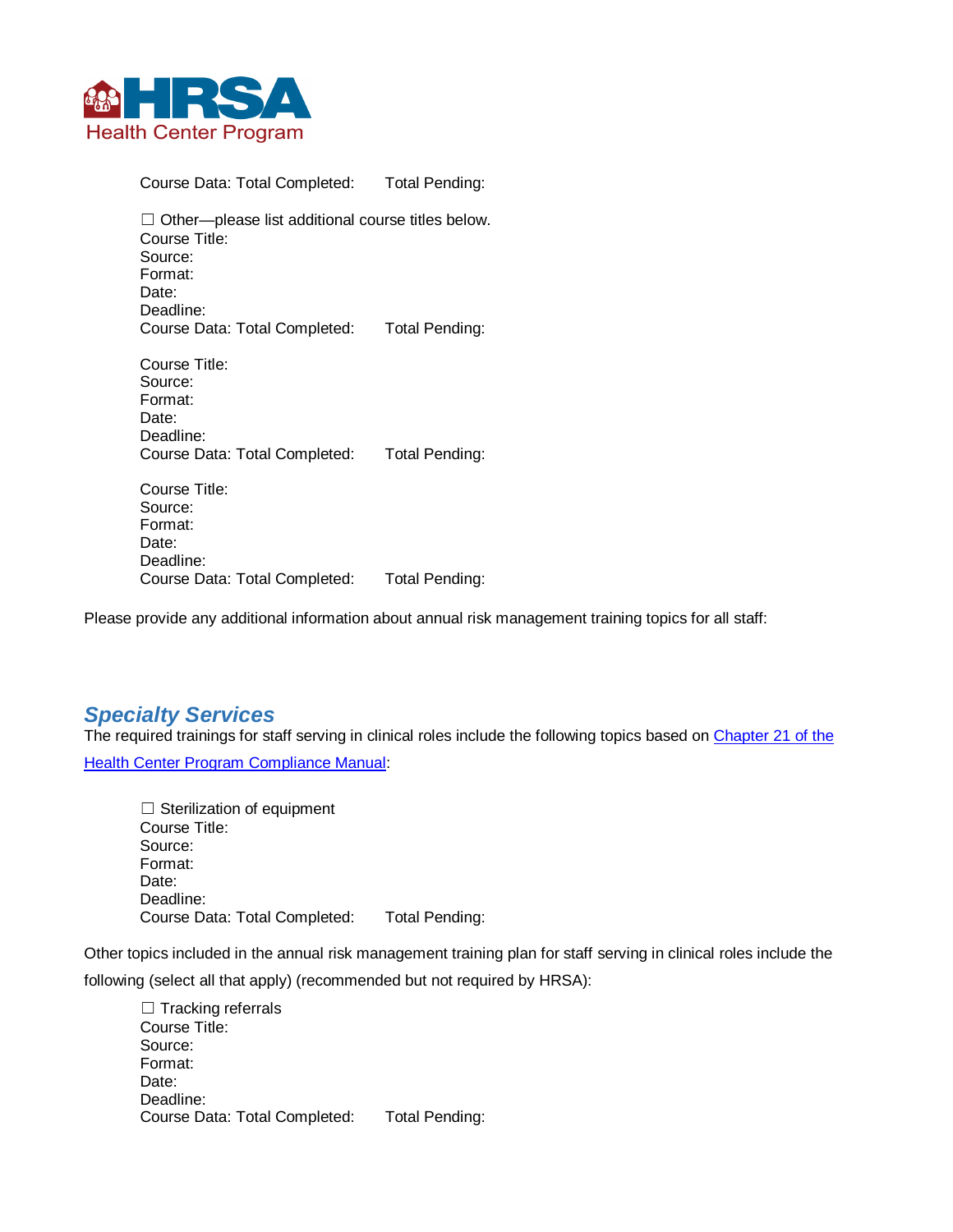Course Data: Total Completed: Total Pending:

☐ Other—please list additional course titles below.
Course Title:
Source:
Format:
Date:
Deadline:
Course Data: Total Completed: Total Pending:

Course Title:
Source:
Format:
Date:
Deadline:
Course Data: Total Completed: Total Pending:

Course Title:
Source:
Format:
Date:
Deadline:
Course Data: Total Completed: Total Pending:

Please provide any additional information about annual risk management training topics for all staff:

## *Specialty Services*

The required trainings for staff serving in clinical roles include the following topics based on [Chapter 21 of the Health Center Program Compliance Manual](Chapter 21 of the Health Center Program Compliance Manual):

☐ Sterilization of equipment
Course Title:
Source:
Format:
Date:
Deadline:
Course Data: Total Completed: Total Pending:

Other topics included in the annual risk management training plan for staff serving in clinical roles include the following (select all that apply) (recommended but not required by HRSA):

☐ Tracking referrals
Course Title:
Source:
Format:
Date:
Deadline:
Course Data: Total Completed: Total Pending: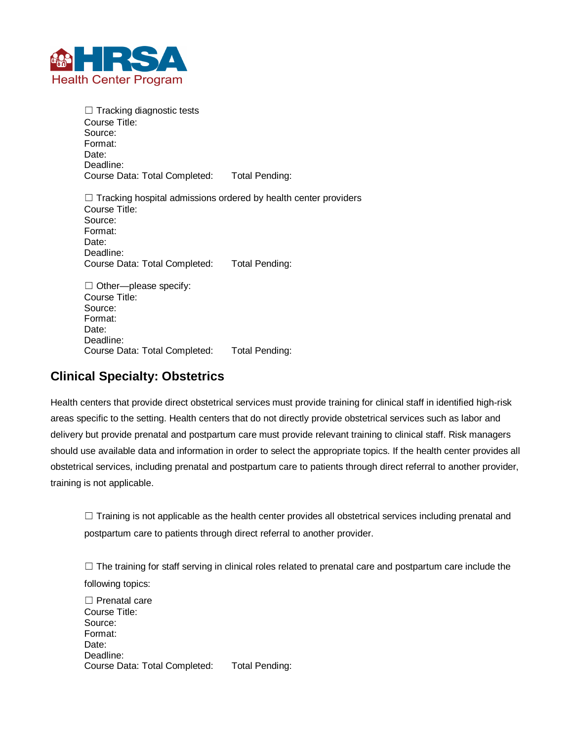☐ Tracking diagnostic tests
Course Title:
Source:
Format:
Date:
Deadline:
Course Data: Total Completed: Total Pending:

☐ Tracking hospital admissions ordered by health center providers
Course Title:
Source:
Format:
Date:
Deadline:
Course Data: Total Completed: Total Pending:

☐ Other—please specify:
Course Title:
Source:
Format:
Date:
Deadline:
Course Data: Total Completed: Total Pending:

## Clinical Specialty: Obstetrics

Health centers that provide direct obstetrical services must provide training for clinical staff in identified high-risk areas specific to the setting. Health centers that do not directly provide obstetrical services such as labor and delivery but provide prenatal and postpartum care must provide relevant training to clinical staff. Risk managers should use available data and information in order to select the appropriate topics. If the health center provides all obstetrical services, including prenatal and postpartum care to patients through direct referral to another provider, training is not applicable.

☐ Training is not applicable as the health center provides all obstetrical services including prenatal and postpartum care to patients through direct referral to another provider.

☐ The training for staff serving in clinical roles related to prenatal care and postpartum care include the following topics:

☐ Prenatal care
Course Title:
Source:
Format:
Date:
Deadline:
Course Data: Total Completed: Total Pending: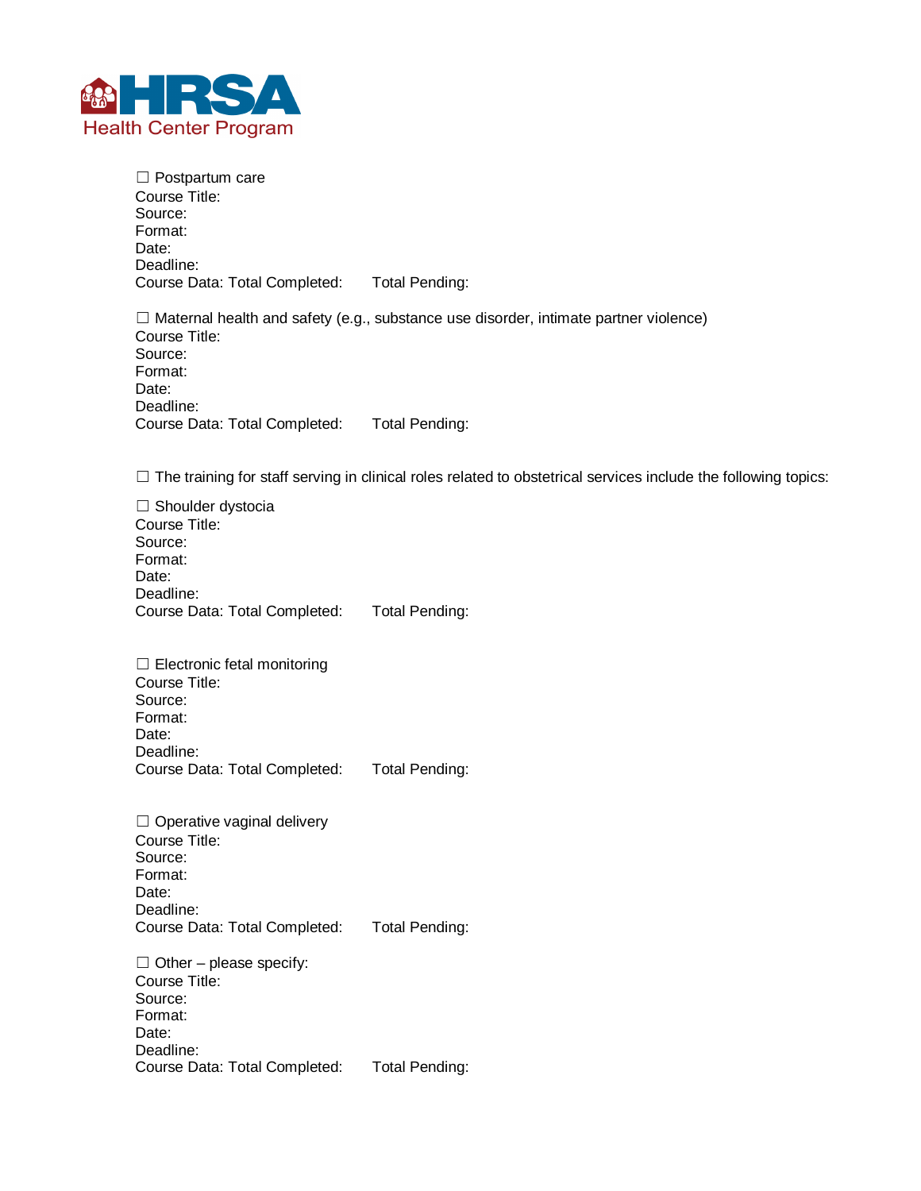☐ Postpartum care
Course Title:
Source:
Format:
Date:
Deadline:
Course Data: Total Completed:     Total Pending:

☐ Maternal health and safety (e.g., substance use disorder, intimate partner violence)
Course Title:
Source:
Format:
Date:
Deadline:
Course Data: Total Completed:     Total Pending:

☐ The training for staff serving in clinical roles related to obstetrical services include the following topics:

☐ Shoulder dystocia
Course Title:
Source:
Format:
Date:
Deadline:
Course Data: Total Completed:     Total Pending:

☐ Electronic fetal monitoring
Course Title:
Source:
Format:
Date:
Deadline:
Course Data: Total Completed:     Total Pending:

☐ Operative vaginal delivery
Course Title:
Source:
Format:
Date:
Deadline:
Course Data: Total Completed:     Total Pending:

☐ Other – please specify:
Course Title:
Source:
Format:
Date:
Deadline:
Course Data: Total Completed:     Total Pending: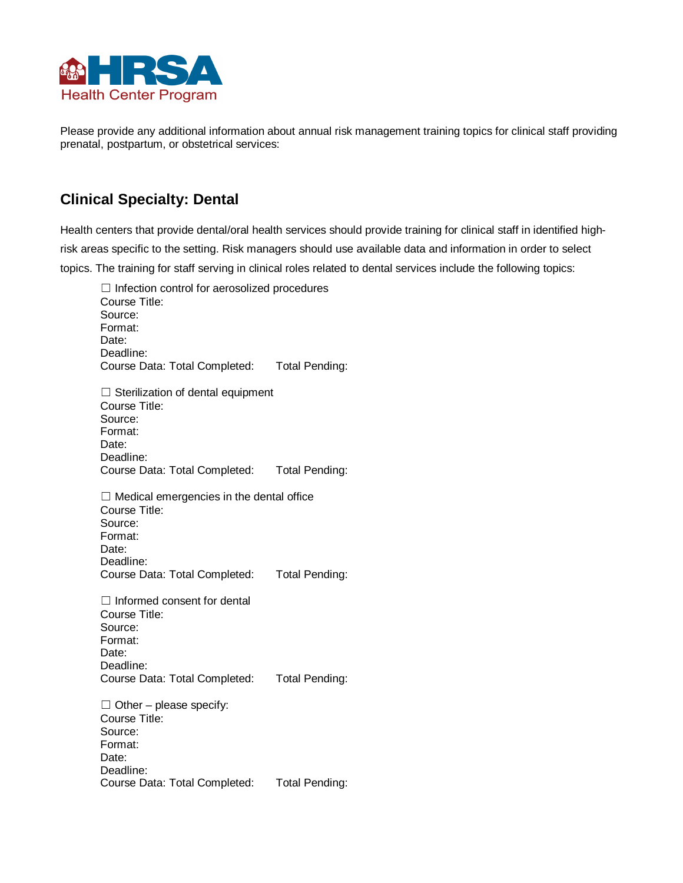Please provide any additional information about annual risk management training topics for clinical staff providing prenatal, postpartum, or obstetrical services:

## Clinical Specialty: Dental

Health centers that provide dental/oral health services should provide training for clinical staff in identified high-risk areas specific to the setting. Risk managers should use available data and information in order to select topics. The training for staff serving in clinical roles related to dental services include the following topics:

☐ Infection control for aerosolized procedures
Course Title:
Source:
Format:
Date:
Deadline:
Course Data: Total Completed: Total Pending:

☐ Sterilization of dental equipment
Course Title:
Source:
Format:
Date:
Deadline:
Course Data: Total Completed: Total Pending:

☐ Medical emergencies in the dental office
Course Title:
Source:
Format:
Date:
Deadline:
Course Data: Total Completed: Total Pending:

☐ Informed consent for dental
Course Title:
Source:
Format:
Date:
Deadline:
Course Data: Total Completed: Total Pending:

☐ Other – please specify:
Course Title:
Source:
Format:
Date:
Deadline:
Course Data: Total Completed: Total Pending: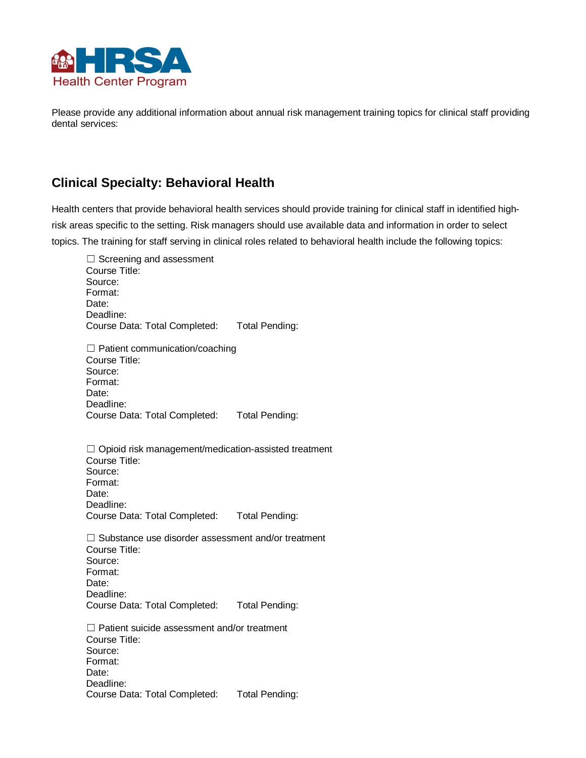Please provide any additional information about annual risk management training topics for clinical staff providing dental services:

## Clinical Specialty: Behavioral Health

Health centers that provide behavioral health services should provide training for clinical staff in identified high-risk areas specific to the setting. Risk managers should use available data and information in order to select topics. The training for staff serving in clinical roles related to behavioral health include the following topics:

☐ Screening and assessment
Course Title:
Source:
Format:
Date:
Deadline:
Course Data: Total Completed: Total Pending:

☐ Patient communication/coaching
Course Title:
Source:
Format:
Date:
Deadline:
Course Data: Total Completed: Total Pending:

☐ Opioid risk management/medication-assisted treatment
Course Title:
Source:
Format:
Date:
Deadline:
Course Data: Total Completed: Total Pending:

☐ Substance use disorder assessment and/or treatment
Course Title:
Source:
Format:
Date:
Deadline:
Course Data: Total Completed: Total Pending:

☐ Patient suicide assessment and/or treatment
Course Title:
Source:
Format:
Date:
Deadline:
Course Data: Total Completed: Total Pending: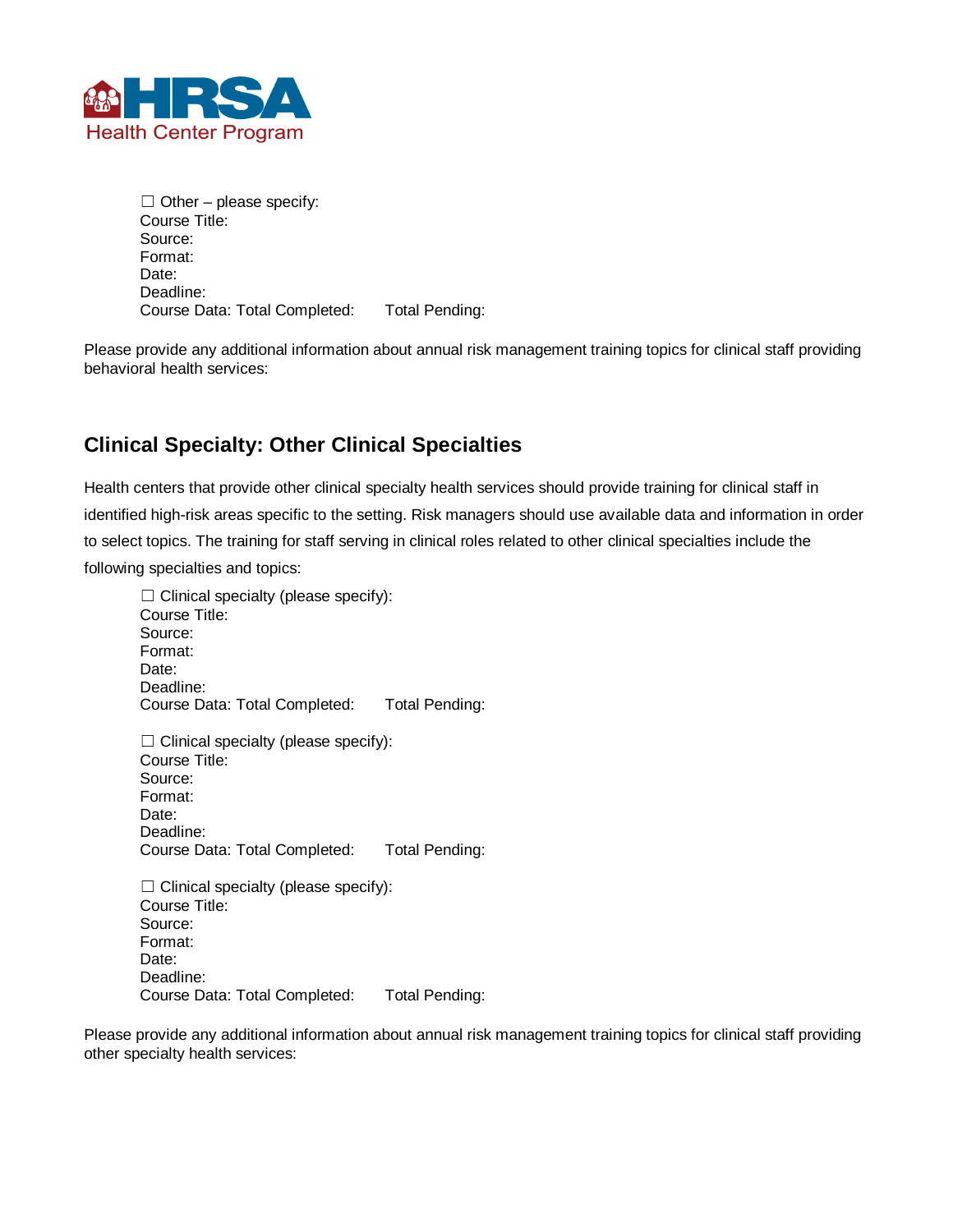☐ Other – please specify:
Course Title:
Source:
Format:
Date:
Deadline:
Course Data: Total Completed: Total Pending:

Please provide any additional information about annual risk management training topics for clinical staff providing behavioral health services:

## Clinical Specialty: Other Clinical Specialties

Health centers that provide other clinical specialty health services should provide training for clinical staff in identified high-risk areas specific to the setting. Risk managers should use available data and information in order to select topics. The training for staff serving in clinical roles related to other clinical specialties include the following specialties and topics:

☐ Clinical specialty (please specify):
Course Title:
Source:
Format:
Date:
Deadline:
Course Data: Total Completed: Total Pending:

☐ Clinical specialty (please specify):
Course Title:
Source:
Format:
Date:
Deadline:
Course Data: Total Completed: Total Pending:

☐ Clinical specialty (please specify):
Course Title:
Source:
Format:
Date:
Deadline:
Course Data: Total Completed: Total Pending:

Please provide any additional information about annual risk management training topics for clinical staff providing other specialty health services: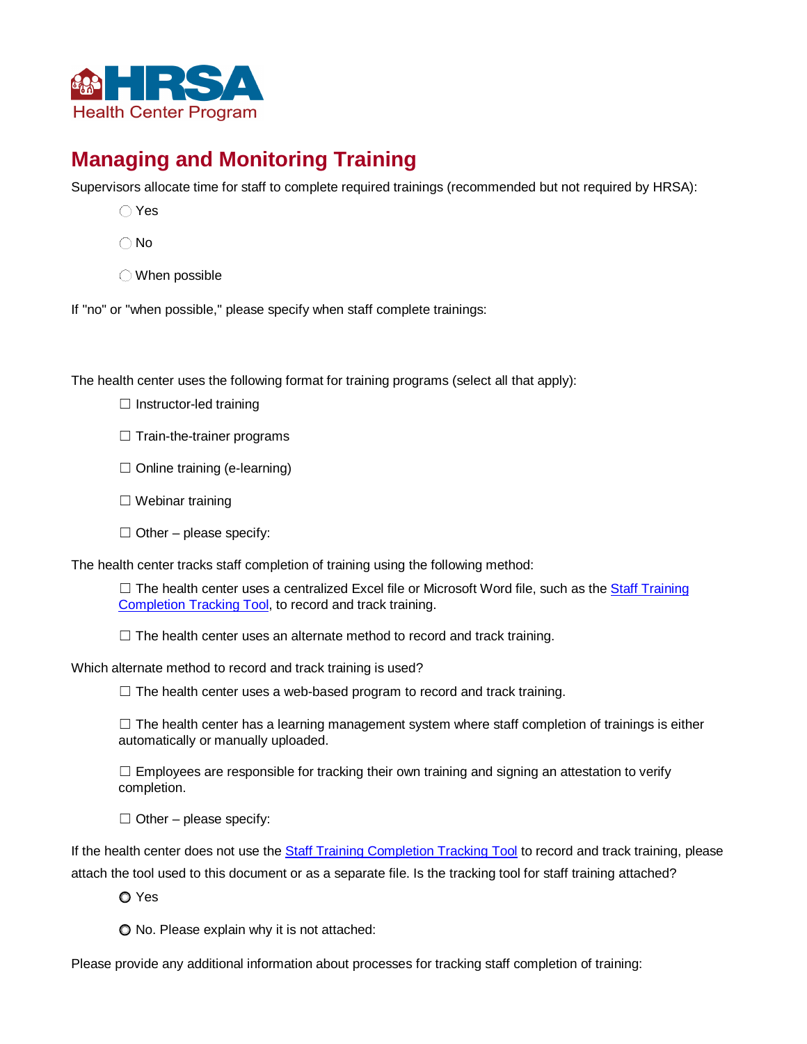HRSA Health Center Program

# Managing and Monitoring Training

Supervisors allocate time for staff to complete required trainings (recommended but not required by HRSA):

- ◯ Yes
- ◯ No
- ◯ When possible

If "no" or "when possible," please specify when staff complete trainings:

The health center uses the following format for training programs (select all that apply):

- ☐ Instructor-led training
- ☐ Train-the-trainer programs
- ☐ Online training (e-learning)
- ☐ Webinar training
- ☐ Other – please specify:

The health center tracks staff completion of training using the following method:

- ☐ The health center uses a centralized Excel file or Microsoft Word file, such as the Staff Training Completion Tracking Tool, to record and track training.
- ☐ The health center uses an alternate method to record and track training.

Which alternate method to record and track training is used?

- ☐ The health center uses a web-based program to record and track training.
- ☐ The health center has a learning management system where staff completion of trainings is either automatically or manually uploaded.
- ☐ Employees are responsible for tracking their own training and signing an attestation to verify completion.
- ☐ Other – please specify:

If the health center does not use the Staff Training Completion Tracking Tool to record and track training, please attach the tool used to this document or as a separate file. Is the tracking tool for staff training attached?

- ◯ Yes
- ◯ No. Please explain why it is not attached:

Please provide any additional information about processes for tracking staff completion of training: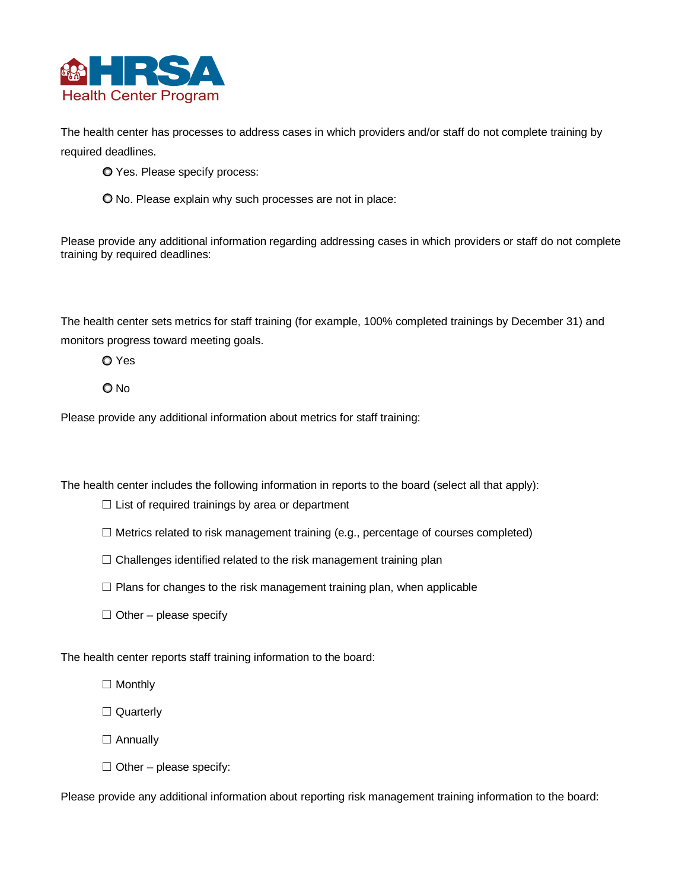The health center has processes to address cases in which providers and/or staff do not complete training by required deadlines.

- ○ Yes. Please specify process:
- ○ No. Please explain why such processes are not in place:

Please provide any additional information regarding addressing cases in which providers or staff do not complete training by required deadlines:

The health center sets metrics for staff training (for example, 100% completed trainings by December 31) and monitors progress toward meeting goals.

- ○ Yes
- ○ No

Please provide any additional information about metrics for staff training:

The health center includes the following information in reports to the board (select all that apply):

- ☐ List of required trainings by area or department
- ☐ Metrics related to risk management training (e.g., percentage of courses completed)
- ☐ Challenges identified related to the risk management training plan
- ☐ Plans for changes to the risk management training plan, when applicable
- ☐ Other – please specify

The health center reports staff training information to the board:

- ☐ Monthly
- ☐ Quarterly
- ☐ Annually
- ☐ Other – please specify:

Please provide any additional information about reporting risk management training information to the board: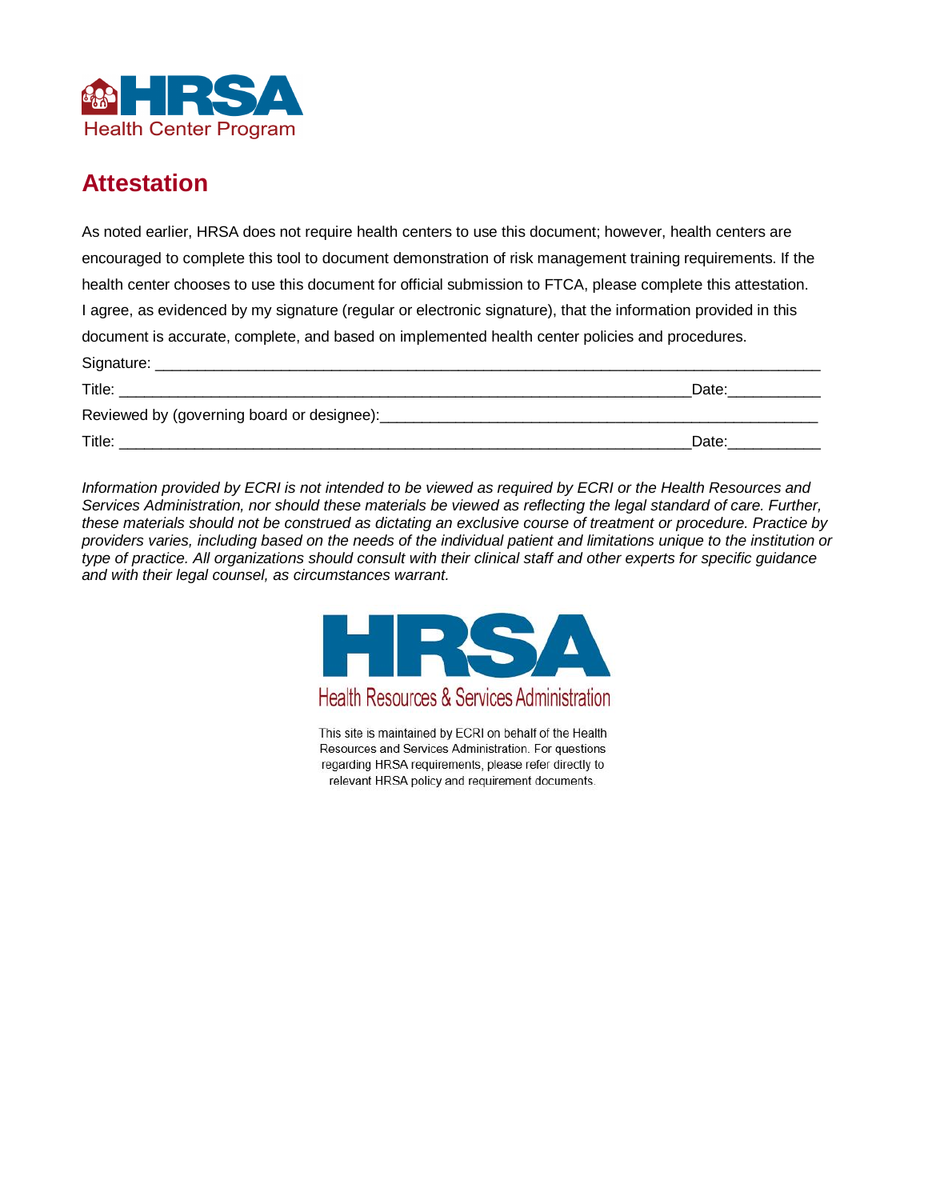# Attestation

As noted earlier, HRSA does not require health centers to use this document; however, health centers are encouraged to complete this tool to document demonstration of risk management training requirements. If the health center chooses to use this document for official submission to FTCA, please complete this attestation. I agree, as evidenced by my signature (regular or electronic signature), that the information provided in this document is accurate, complete, and based on implemented health center policies and procedures.

Signature: ___________________________________________________________________________

Title: _________________________________________________________________Date:__________

Reviewed by (governing board or designee):__________________________________________________

Title: _________________________________________________________________Date:__________

*Information provided by ECRI is not intended to be viewed as required by ECRI or the Health Resources and Services Administration, nor should these materials be viewed as reflecting the legal standard of care. Further, these materials should not be construed as dictating an exclusive course of treatment or procedure. Practice by providers varies, including based on the needs of the individual patient and limitations unique to the institution or type of practice. All organizations should consult with their clinical staff and other experts for specific guidance and with their legal counsel, as circumstances warrant.*

HRSA

Health Resources & Services Administration

This site is maintained by ECRI on behalf of the Health Resources and Services Administration. For questions regarding HRSA requirements, please refer directly to relevant HRSA policy and requirement documents.